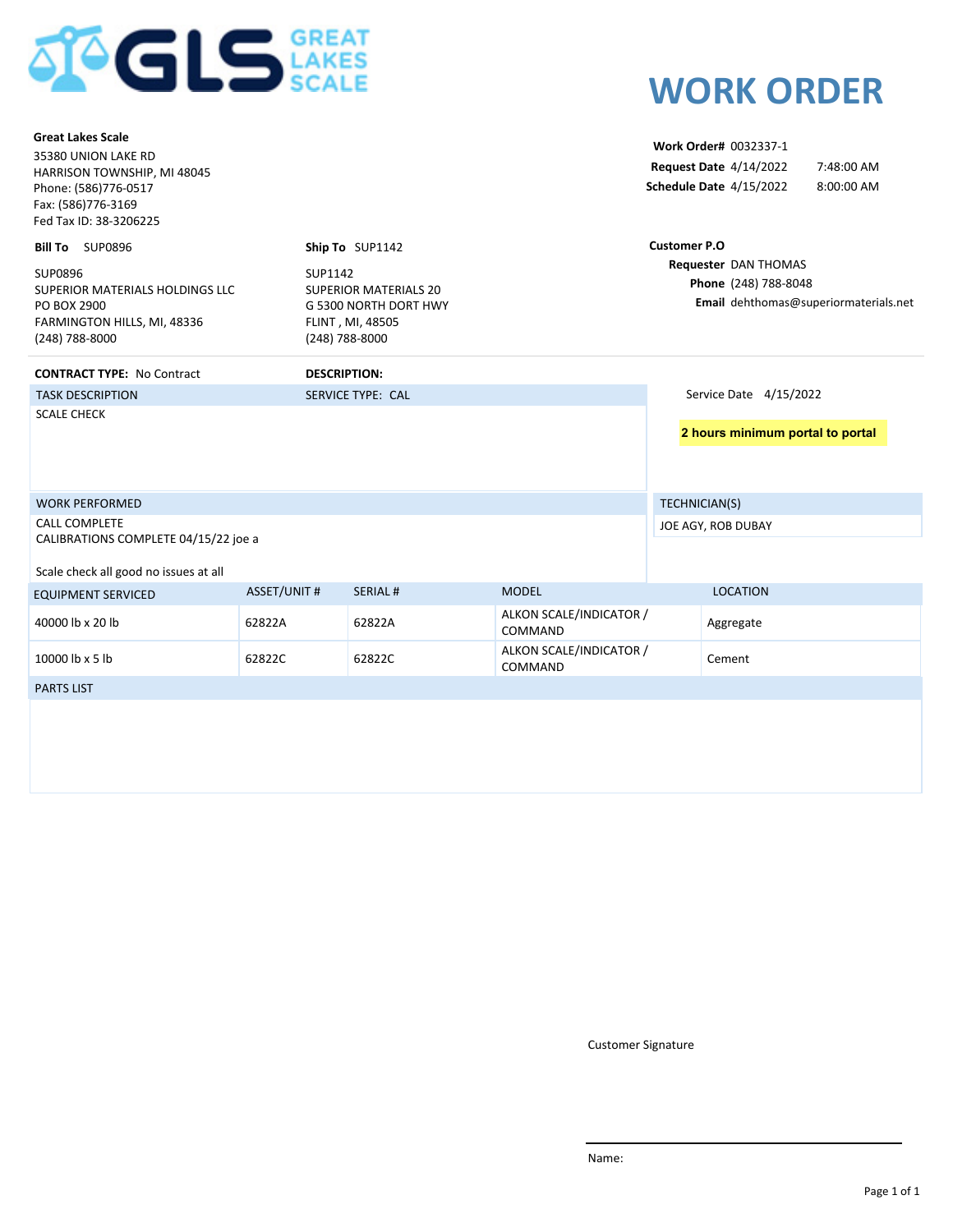GREAT LAKES SCALE

# WORK ORDER

**Great Lakes Scale**
35380 UNION LAKE RD
HARRISON TOWNSHIP, MI 48045
Phone: (586)776-0517
Fax: (586)776-3169
Fed Tax ID: 38-3206225

**Work Order#** 0032337-1
**Request Date** 4/14/2022 7:48:00 AM
**Schedule Date** 4/15/2022 8:00:00 AM

**Bill To** SUP0896

SUP0896
SUPERIOR MATERIALS HOLDINGS LLC
PO BOX 2900
FARMINGTON HILLS, MI, 48336
(248) 788-8000

**Ship To** SUP1142

SUP1142
SUPERIOR MATERIALS 20
G 5300 NORTH DORT HWY
FLINT , MI, 48505
(248) 788-8000

**Customer P.O**
**Requester** DAN THOMAS
**Phone** (248) 788-8048
**Email** dehthomas@superiormaterials.net

**CONTRACT TYPE:** No Contract

**DESCRIPTION:**

TASK DESCRIPTION — SERVICE TYPE: CAL

SCALE CHECK

Service Date 4/15/2022

**2 hours minimum portal to portal**

WORK PERFORMED

CALL COMPLETE
CALIBRATIONS COMPLETE 04/15/22 joe a

Scale check all good no issues at all

TECHNICIAN(S)

JOE AGY, ROB DUBAY

| EQUIPMENT SERVICED | ASSET/UNIT # | SERIAL # | MODEL | LOCATION |
|---|---|---|---|---|
| 40000 lb x 20 lb | 62822A | 62822A | ALKON SCALE/INDICATOR / COMMAND | Aggregate |
| 10000 lb x 5 lb | 62822C | 62822C | ALKON SCALE/INDICATOR / COMMAND | Cement |

PARTS LIST

Customer Signature

Name: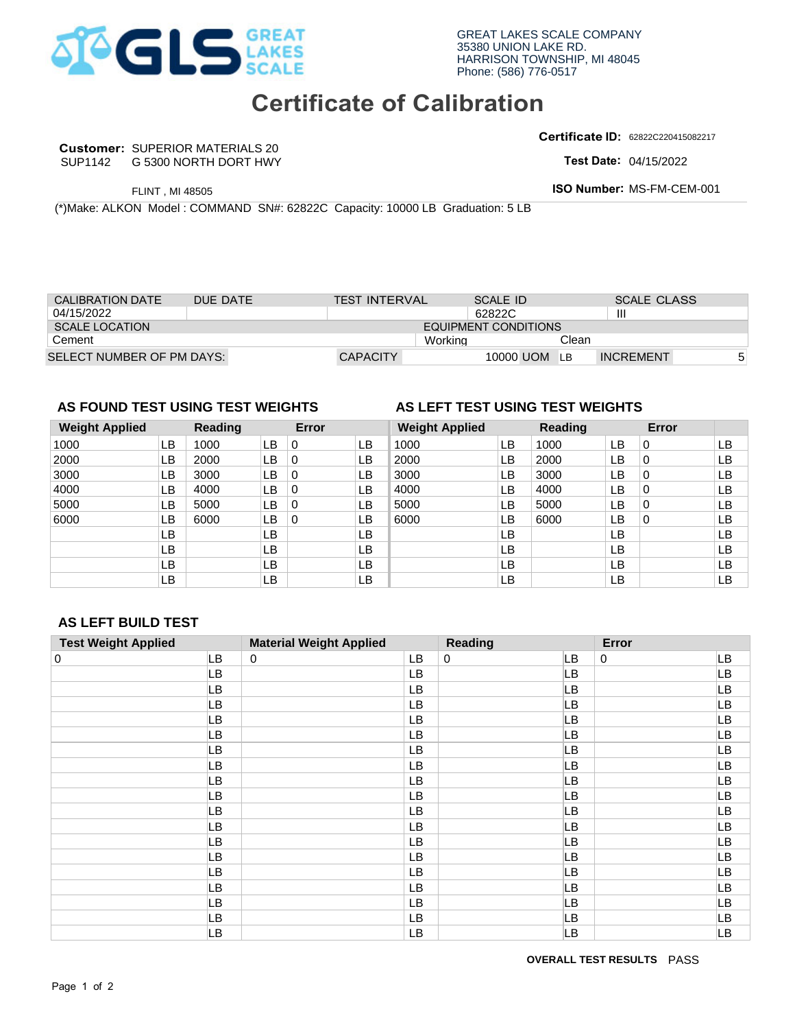GREAT LAKES SCALE COMPANY
35380 UNION LAKE RD.
HARRISON TOWNSHIP, MI 48045
Phone: (586) 776-0517

# Certificate of Calibration

**Customer:** SUPERIOR MATERIALS 20
SUP1142 G 5300 NORTH DORT HWY
FLINT , MI 48505

**Certificate ID:** 62822C220415082217
**Test Date:** 04/15/2022
**ISO Number:** MS-FM-CEM-001

(*)Make: ALKON Model : COMMAND SN#: 62822C Capacity: 10000 LB Graduation: 5 LB

| CALIBRATION DATE | DUE DATE | TEST INTERVAL | SCALE ID | SCALE CLASS |
|---|---|---|---|---|
| 04/15/2022 | | | 62822C | III |

| SCALE LOCATION | EQUIPMENT CONDITIONS | |
|---|---|---|
| Cement | Working | Clean |

| SELECT NUMBER OF PM DAYS: | CAPACITY | 10000 UOM | LB | INCREMENT | 5 |
|---|---|---|---|---|---|

### AS FOUND TEST USING TEST WEIGHTS

| Weight Applied | | Reading | | Error | |
|---|---|---|---|---|---|
| 1000 | LB | 1000 | LB | 0 | LB |
| 2000 | LB | 2000 | LB | 0 | LB |
| 3000 | LB | 3000 | LB | 0 | LB |
| 4000 | LB | 4000 | LB | 0 | LB |
| 5000 | LB | 5000 | LB | 0 | LB |
| 6000 | LB | 6000 | LB | 0 | LB |
| | LB | | LB | | LB |
| | LB | | LB | | LB |
| | LB | | LB | | LB |
| | LB | | LB | | LB |

### AS LEFT TEST USING TEST WEIGHTS

| Weight Applied | | Reading | | Error | |
|---|---|---|---|---|---|
| 1000 | LB | 1000 | LB | 0 | LB |
| 2000 | LB | 2000 | LB | 0 | LB |
| 3000 | LB | 3000 | LB | 0 | LB |
| 4000 | LB | 4000 | LB | 0 | LB |
| 5000 | LB | 5000 | LB | 0 | LB |
| 6000 | LB | 6000 | LB | 0 | LB |
| | LB | | LB | | LB |
| | LB | | LB | | LB |
| | LB | | LB | | LB |
| | LB | | LB | | LB |

### AS LEFT BUILD TEST

| Test Weight Applied | | Material Weight Applied | | Reading | | Error | |
|---|---|---|---|---|---|---|---|
| 0 | LB | 0 | LB | 0 | LB | 0 | LB |
| | LB | | LB | | LB | | LB |
| | LB | | LB | | LB | | LB |
| | LB | | LB | | LB | | LB |
| | LB | | LB | | LB | | LB |
| | LB | | LB | | LB | | LB |
| | LB | | LB | | LB | | LB |
| | LB | | LB | | LB | | LB |
| | LB | | LB | | LB | | LB |
| | LB | | LB | | LB | | LB |
| | LB | | LB | | LB | | LB |
| | LB | | LB | | LB | | LB |
| | LB | | LB | | LB | | LB |
| | LB | | LB | | LB | | LB |
| | LB | | LB | | LB | | LB |
| | LB | | LB | | LB | | LB |
| | LB | | LB | | LB | | LB |
| | LB | | LB | | LB | | LB |
| | LB | | LB | | LB | | LB |

**OVERALL TEST RESULTS** PASS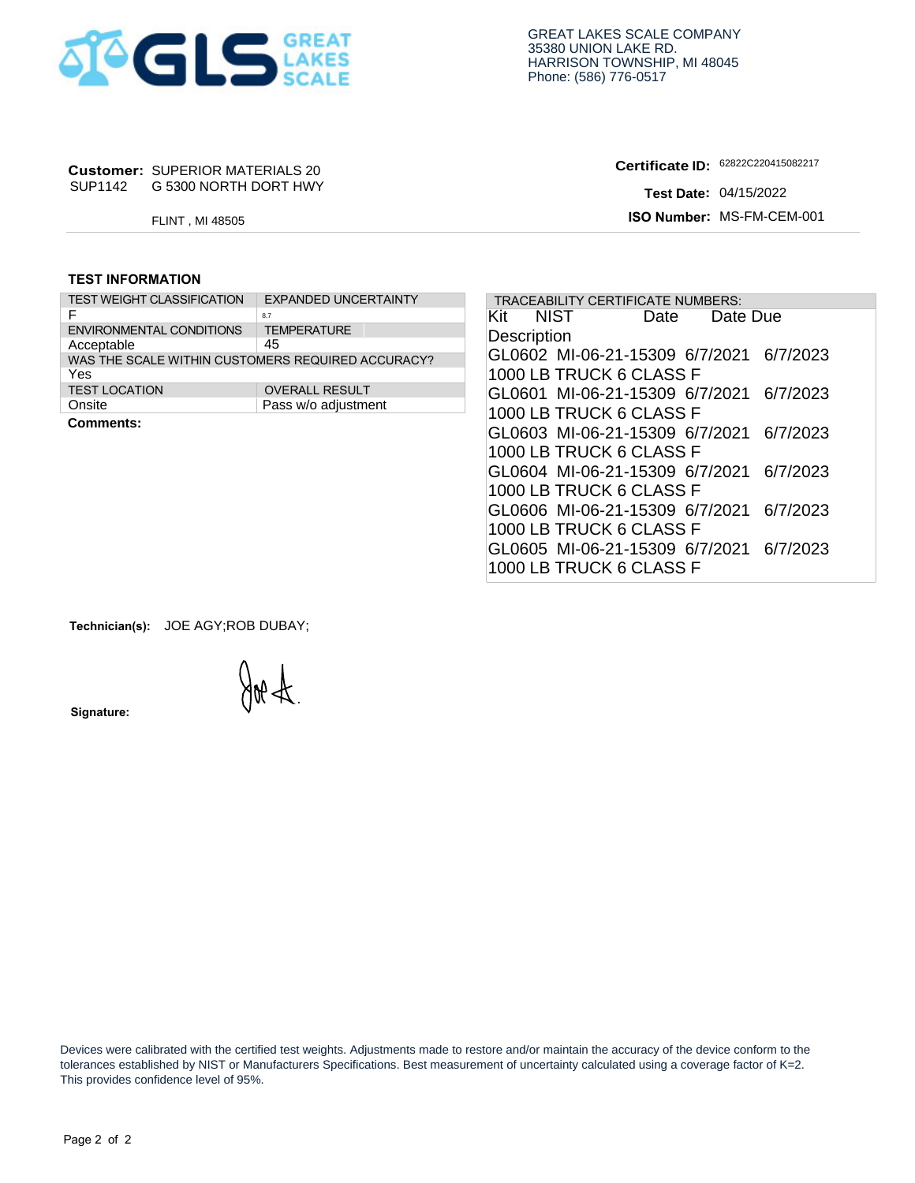GREAT LAKES SCALE COMPANY
35380 UNION LAKE RD.
HARRISON TOWNSHIP, MI 48045
Phone: (586) 776-0517

**Customer:** SUPERIOR MATERIALS 20
SUP1142 G 5300 NORTH DORT HWY
FLINT , MI 48505

**Certificate ID:** 62822C220415082217
**Test Date:** 04/15/2022
**ISO Number:** MS-FM-CEM-001

## TEST INFORMATION

| TEST WEIGHT CLASSIFICATION | EXPANDED UNCERTAINTY |
|---|---|
| F | 8.7 |
| ENVIRONMENTAL CONDITIONS | TEMPERATURE |
| Acceptable | 45 |
| WAS THE SCALE WITHIN CUSTOMERS REQUIRED ACCURACY? | |
| Yes | |
| TEST LOCATION | OVERALL RESULT |
| Onsite | Pass w/o adjustment |

**Comments:**

TRACEABILITY CERTIFICATE NUMBERS:

| Kit | NIST | Date | Date Due |
|---|---|---|---|
| Description | | | |
| GL0602 | MI-06-21-15309 | 6/7/2021 | 6/7/2023 |
| 1000 LB TRUCK 6 CLASS F | | | |
| GL0601 | MI-06-21-15309 | 6/7/2021 | 6/7/2023 |
| 1000 LB TRUCK 6 CLASS F | | | |
| GL0603 | MI-06-21-15309 | 6/7/2021 | 6/7/2023 |
| 1000 LB TRUCK 6 CLASS F | | | |
| GL0604 | MI-06-21-15309 | 6/7/2021 | 6/7/2023 |
| 1000 LB TRUCK 6 CLASS F | | | |
| GL0606 | MI-06-21-15309 | 6/7/2021 | 6/7/2023 |
| 1000 LB TRUCK 6 CLASS F | | | |
| GL0605 | MI-06-21-15309 | 6/7/2021 | 6/7/2023 |
| 1000 LB TRUCK 6 CLASS F | | | |

**Technician(s):** JOE AGY;ROB DUBAY;

**Signature:**

Devices were calibrated with the certified test weights. Adjustments made to restore and/or maintain the accuracy of the device conform to the tolerances established by NIST or Manufacturers Specifications. Best measurement of uncertainty calculated using a coverage factor of K=2. This provides confidence level of 95%.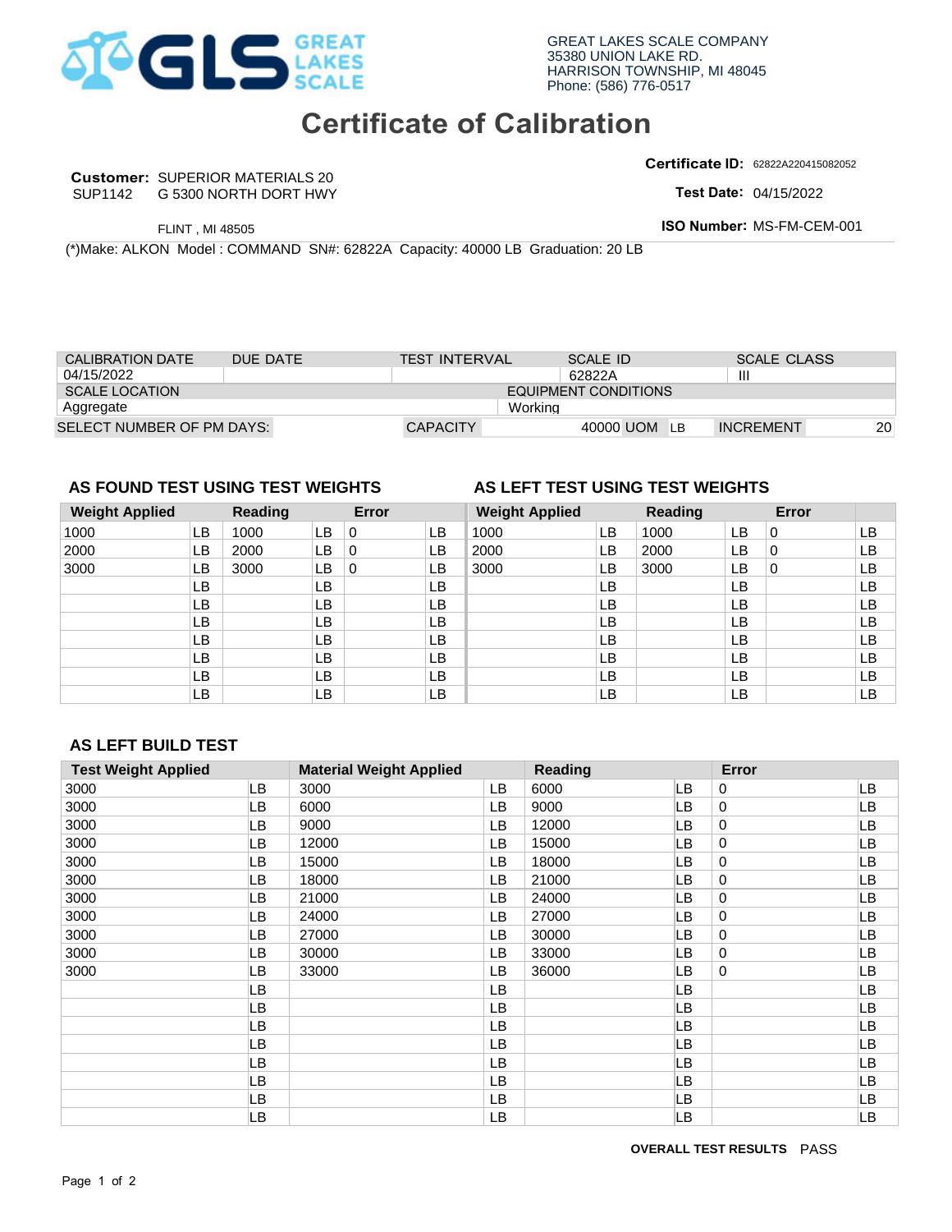GREAT LAKES SCALE COMPANY
35380 UNION LAKE RD.
HARRISON TOWNSHIP, MI 48045
Phone: (586) 776-0517

# Certificate of Calibration

**Customer:** SUPERIOR MATERIALS 20
SUP1142 G 5300 NORTH DORT HWY
FLINT , MI 48505

**Certificate ID:** 62822A220415082052
**Test Date:** 04/15/2022
**ISO Number:** MS-FM-CEM-001

(*)Make: ALKON Model : COMMAND SN#: 62822A Capacity: 40000 LB Graduation: 20 LB

| CALIBRATION DATE | DUE DATE | TEST INTERVAL | SCALE ID | SCALE CLASS |
|---|---|---|---|---|
| 04/15/2022 | | | 62822A | III |

| SCALE LOCATION | EQUIPMENT CONDITIONS |
|---|---|
| Aggregate | Working |

| SELECT NUMBER OF PM DAYS: | CAPACITY | 40000 UOM LB | INCREMENT | 20 |
|---|---|---|---|---|

## AS FOUND TEST USING TEST WEIGHTS

| Weight Applied | | Reading | | Error | |
|---|---|---|---|---|---|
| 1000 | LB | 1000 | LB | 0 | LB |
| 2000 | LB | 2000 | LB | 0 | LB |
| 3000 | LB | 3000 | LB | 0 | LB |
| | LB | | LB | | LB |
| | LB | | LB | | LB |
| | LB | | LB | | LB |
| | LB | | LB | | LB |
| | LB | | LB | | LB |
| | LB | | LB | | LB |
| | LB | | LB | | LB |

## AS LEFT TEST USING TEST WEIGHTS

| Weight Applied | | Reading | | Error | |
|---|---|---|---|---|---|
| 1000 | LB | 1000 | LB | 0 | LB |
| 2000 | LB | 2000 | LB | 0 | LB |
| 3000 | LB | 3000 | LB | 0 | LB |
| | LB | | LB | | LB |
| | LB | | LB | | LB |
| | LB | | LB | | LB |
| | LB | | LB | | LB |
| | LB | | LB | | LB |
| | LB | | LB | | LB |
| | LB | | LB | | LB |

## AS LEFT BUILD TEST

| Test Weight Applied | | Material Weight Applied | | Reading | | Error | |
|---|---|---|---|---|---|---|---|
| 3000 | LB | 3000 | LB | 6000 | LB | 0 | LB |
| 3000 | LB | 6000 | LB | 9000 | LB | 0 | LB |
| 3000 | LB | 9000 | LB | 12000 | LB | 0 | LB |
| 3000 | LB | 12000 | LB | 15000 | LB | 0 | LB |
| 3000 | LB | 15000 | LB | 18000 | LB | 0 | LB |
| 3000 | LB | 18000 | LB | 21000 | LB | 0 | LB |
| 3000 | LB | 21000 | LB | 24000 | LB | 0 | LB |
| 3000 | LB | 24000 | LB | 27000 | LB | 0 | LB |
| 3000 | LB | 27000 | LB | 30000 | LB | 0 | LB |
| 3000 | LB | 30000 | LB | 33000 | LB | 0 | LB |
| 3000 | LB | 33000 | LB | 36000 | LB | 0 | LB |
| | LB | | LB | | LB | | LB |
| | LB | | LB | | LB | | LB |
| | LB | | LB | | LB | | LB |
| | LB | | LB | | LB | | LB |
| | LB | | LB | | LB | | LB |
| | LB | | LB | | LB | | LB |
| | LB | | LB | | LB | | LB |
| | LB | | LB | | LB | | LB |

**OVERALL TEST RESULTS** PASS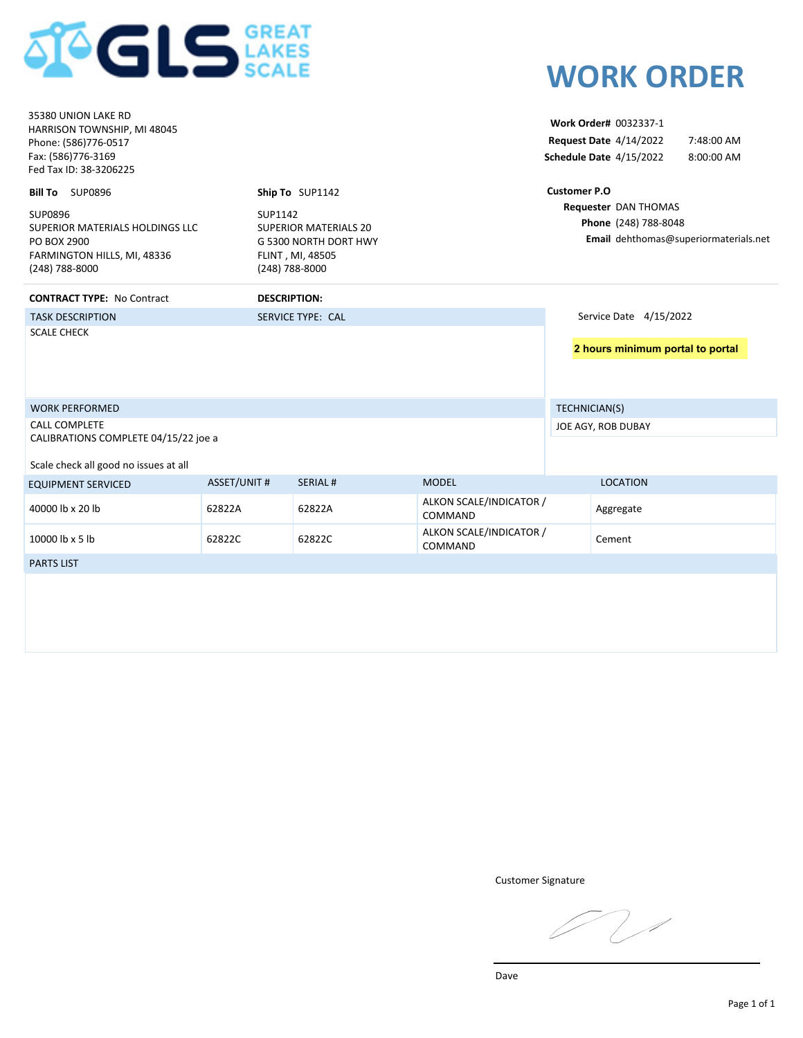GLS GREAT LAKES SCALE

# WORK ORDER

35380 UNION LAKE RD
HARRISON TOWNSHIP, MI 48045
Phone: (586)776-0517
Fax: (586)776-3169
Fed Tax ID: 38-3206225

**Work Order#** 0032337-1
**Request Date** 4/14/2022 7:48:00 AM
**Schedule Date** 4/15/2022 8:00:00 AM

**Bill To** SUP0896

SUP0896
SUPERIOR MATERIALS HOLDINGS LLC
PO BOX 2900
FARMINGTON HILLS, MI, 48336
(248) 788-8000

**Ship To** SUP1142

SUP1142
SUPERIOR MATERIALS 20
G 5300 NORTH DORT HWY
FLINT , MI, 48505
(248) 788-8000

**Customer P.O**
**Requester** DAN THOMAS
**Phone** (248) 788-8048
**Email** dehthomas@superiormaterials.net

**CONTRACT TYPE:** No Contract

**DESCRIPTION:**

TASK DESCRIPTION — SERVICE TYPE: CAL

SCALE CHECK

Service Date 4/15/2022

**2 hours minimum portal to portal**

WORK PERFORMED

CALL COMPLETE
CALIBRATIONS COMPLETE 04/15/22 joe a

Scale check all good no issues at all

TECHNICIAN(S)

JOE AGY, ROB DUBAY

| EQUIPMENT SERVICED | ASSET/UNIT # | SERIAL # | MODEL | LOCATION |
|---|---|---|---|---|
| 40000 lb x 20 lb | 62822A | 62822A | ALKON SCALE/INDICATOR / COMMAND | Aggregate |
| 10000 lb x 5 lb | 62822C | 62822C | ALKON SCALE/INDICATOR / COMMAND | Cement |

PARTS LIST

Customer Signature

Dave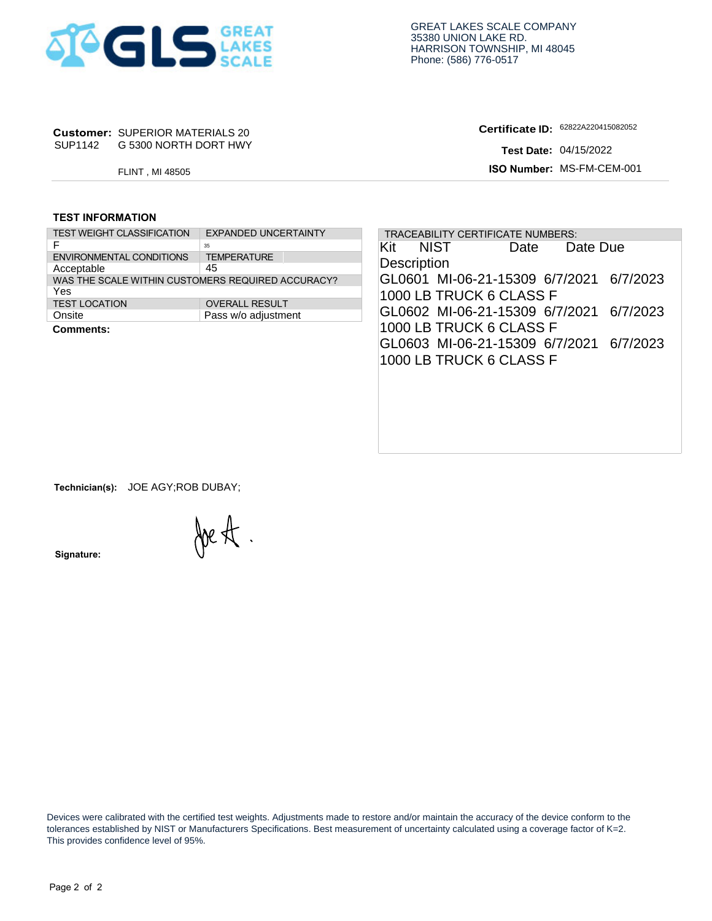GREAT LAKES SCALE COMPANY
35380 UNION LAKE RD.
HARRISON TOWNSHIP, MI 48045
Phone: (586) 776-0517

**Customer:** SUPERIOR MATERIALS 20
SUP1142 G 5300 NORTH DORT HWY
FLINT , MI 48505

**Certificate ID:** 62822A220415082052
**Test Date:** 04/15/2022
**ISO Number:** MS-FM-CEM-001

## TEST INFORMATION

| TEST WEIGHT CLASSIFICATION | EXPANDED UNCERTAINTY |
|---|---|
| F | 35 |
| ENVIRONMENTAL CONDITIONS | TEMPERATURE |
| Acceptable | 45 |
| WAS THE SCALE WITHIN CUSTOMERS REQUIRED ACCURACY? | |
| Yes | |
| TEST LOCATION | OVERALL RESULT |
| Onsite | Pass w/o adjustment |

**Comments:**

TRACEABILITY CERTIFICATE NUMBERS:

| Kit | NIST | Date | Date Due |
|---|---|---|---|
| Description | | | |
| GL0601 | MI-06-21-15309 | 6/7/2021 | 6/7/2023 |
| 1000 LB TRUCK 6 CLASS F | | | |
| GL0602 | MI-06-21-15309 | 6/7/2021 | 6/7/2023 |
| 1000 LB TRUCK 6 CLASS F | | | |
| GL0603 | MI-06-21-15309 | 6/7/2021 | 6/7/2023 |
| 1000 LB TRUCK 6 CLASS F | | | |

**Technician(s):** JOE AGY;ROB DUBAY;

**Signature:**

Devices were calibrated with the certified test weights. Adjustments made to restore and/or maintain the accuracy of the device conform to the tolerances established by NIST or Manufacturers Specifications. Best measurement of uncertainty calculated using a coverage factor of K=2. This provides confidence level of 95%.